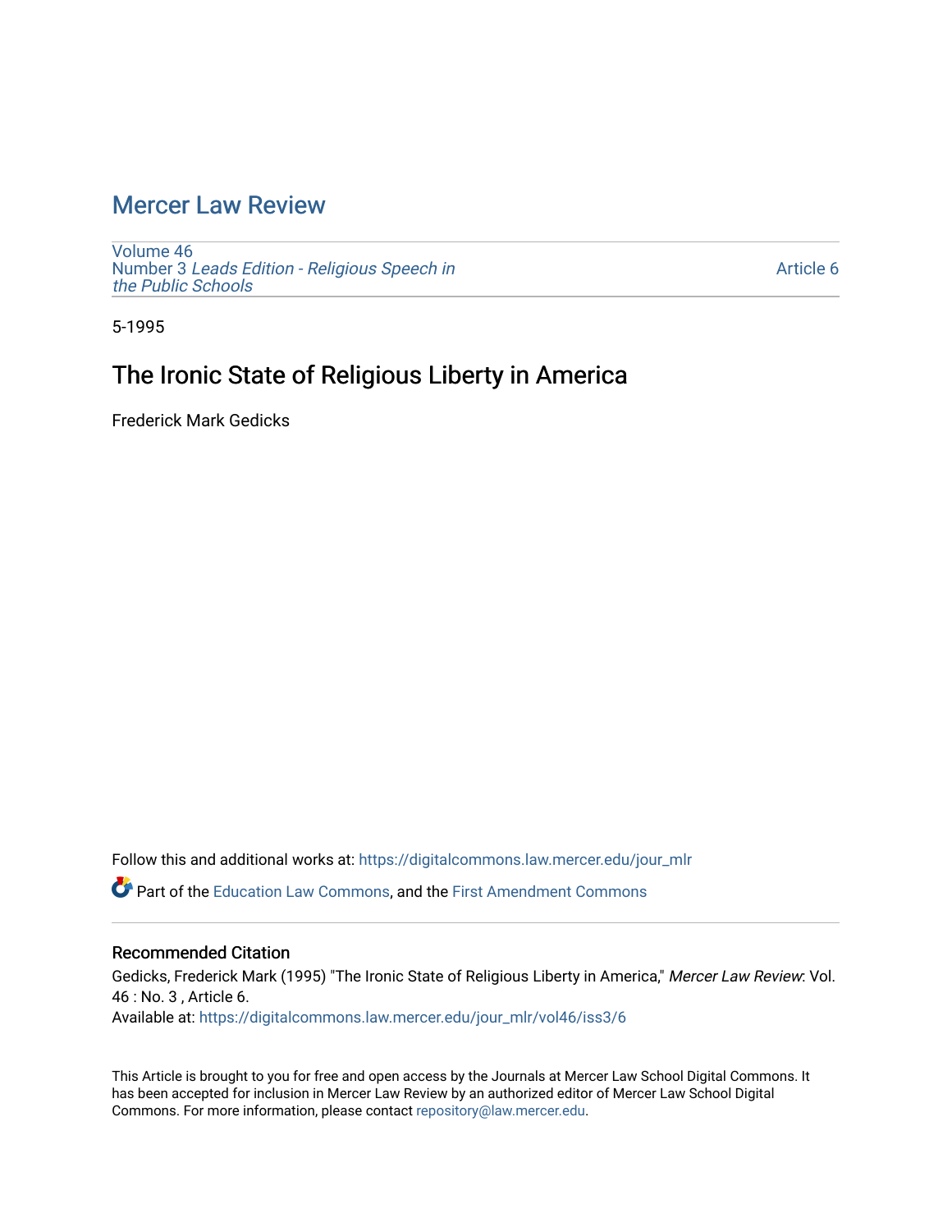# Mercer Law Review

Volume 46
Number 3 *Leads Edition - Religious Speech in the Public Schools*

Article 6

5-1995

## The Ironic State of Religious Liberty in America

Frederick Mark Gedicks

Follow this and additional works at: https://digitalcommons.law.mercer.edu/jour_mlr

Part of the Education Law Commons, and the First Amendment Commons

### Recommended Citation

Gedicks, Frederick Mark (1995) "The Ironic State of Religious Liberty in America," *Mercer Law Review*: Vol. 46 : No. 3 , Article 6.
Available at: https://digitalcommons.law.mercer.edu/jour_mlr/vol46/iss3/6

This Article is brought to you for free and open access by the Journals at Mercer Law School Digital Commons. It has been accepted for inclusion in Mercer Law Review by an authorized editor of Mercer Law School Digital Commons. For more information, please contact repository@law.mercer.edu.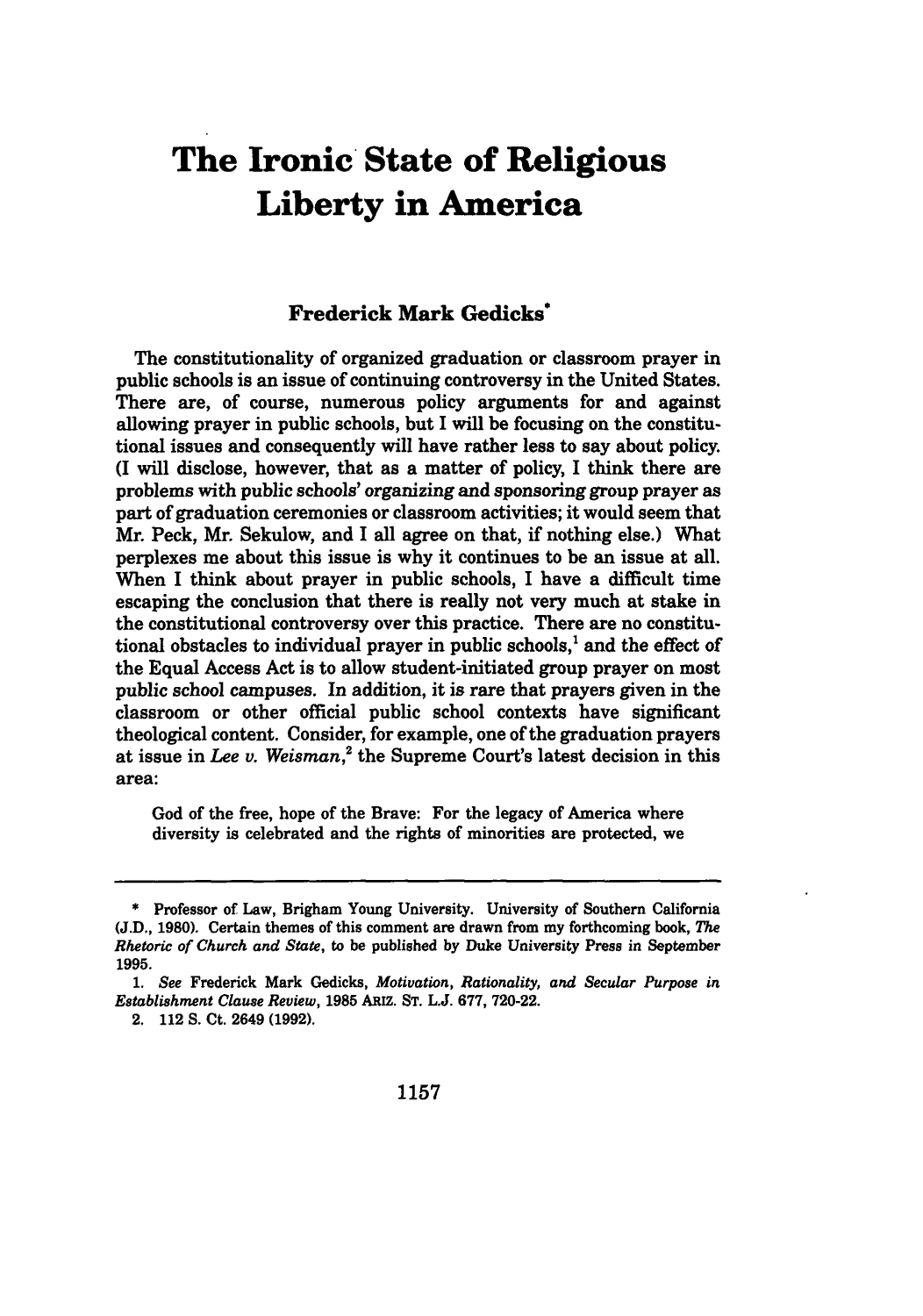# The Ironic State of Religious Liberty in America

**Frederick Mark Gedicks***

The constitutionality of organized graduation or classroom prayer in public schools is an issue of continuing controversy in the United States. There are, of course, numerous policy arguments for and against allowing prayer in public schools, but I will be focusing on the constitutional issues and consequently will have rather less to say about policy. (I will disclose, however, that as a matter of policy, I think there are problems with public schools' *organizing* and *sponsoring* group prayer as part of graduation ceremonies or classroom activities; it would seem that Mr. Peck, Mr. Sekulow, and I all agree on that, if nothing else.) What perplexes me about this issue is why it continues to be an issue at all. When I think about prayer in public schools, I have a difficult time escaping the conclusion that there is really not very much at stake in the constitutional controversy over this practice. There are no constitutional obstacles to individual prayer in public schools,[1] and the effect of the Equal Access Act is to allow student-initiated group prayer on most public school campuses. In addition, it is rare that prayers given in the classroom or other official public school contexts have significant theological content. Consider, for example, one of the graduation prayers at issue in *Lee v. Weisman*,[2] the Supreme Court's latest decision in this area:

> God of the free, hope of the Brave: For the legacy of America where diversity is celebrated and the rights of minorities are protected, we

---

\* Professor of Law, Brigham Young University. University of Southern California (J.D., 1980). Certain themes of this comment are drawn from my forthcoming book, *The Rhetoric of Church and State*, to be published by Duke University Press in September 1995.

1. *See* Frederick Mark Gedicks, *Motivation, Rationality, and Secular Purpose in Establishment Clause Review*, 1985 ARIZ. ST. L.J. 677, 720-22.

2. 112 S. Ct. 2649 (1992).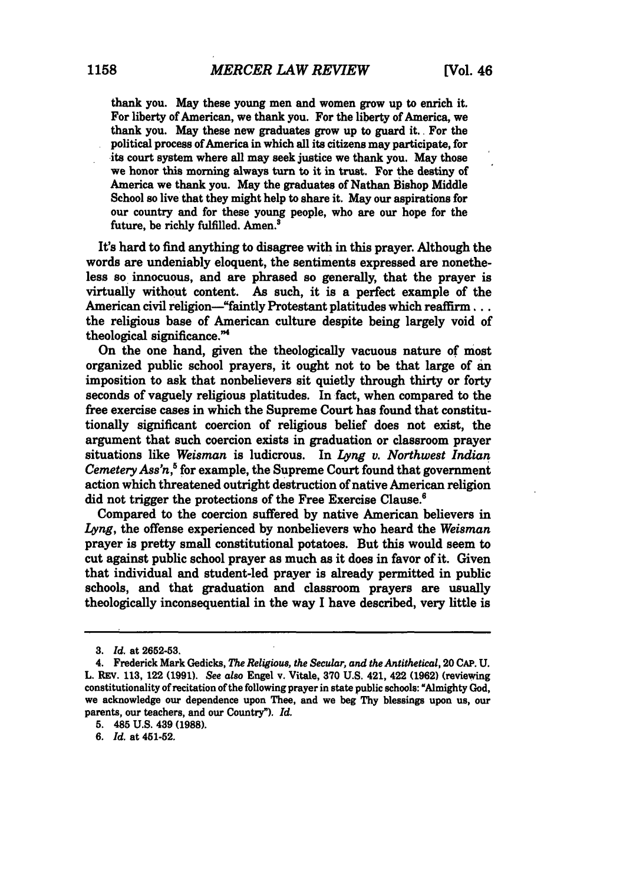thank you. May these young men and women grow up to enrich it. For liberty of American, we thank you. For the liberty of America, we thank you. May these new graduates grow up to guard it. For the political process of America in which all its citizens may participate, for its court system where all may seek justice we thank you. May those we honor this morning always turn to it in trust. For the destiny of America we thank you. May the graduates of Nathan Bishop Middle School so live that they might help to share it. May our aspirations for our country and for these young people, who are our hope for the future, be richly fulfilled. Amen.[3]

It's hard to find anything to disagree with in this prayer. Although the words are undeniably eloquent, the sentiments expressed are nonetheless so innocuous, and are phrased so generally, that the prayer is virtually without content. As such, it is a perfect example of the American civil religion—"faintly Protestant platitudes which reaffirm . . . the religious base of American culture despite being largely void of theological significance."[4]

On the one hand, given the theologically vacuous nature of most organized public school prayers, it ought not to be that large of an imposition to ask that nonbelievers sit quietly through thirty or forty seconds of vaguely religious platitudes. In fact, when compared to the free exercise cases in which the Supreme Court has found that constitutionally significant coercion of religious belief does not exist, the argument that such coercion exists in graduation or classroom prayer situations like *Weisman* is ludicrous. In *Lyng v. Northwest Indian Cemetery Ass'n*,[5] for example, the Supreme Court found that government action which threatened outright destruction of native American religion did not trigger the protections of the Free Exercise Clause.[6]

Compared to the coercion suffered by native American believers in *Lyng*, the offense experienced by nonbelievers who heard the *Weisman* prayer is pretty small constitutional potatoes. But this would seem to cut against public school prayer as much as it does in favor of it. Given that individual and student-led prayer is already permitted in public schools, and that graduation and classroom prayers are usually theologically inconsequential in the way I have described, very little is

---

3. *Id.* at 2652-53.

4. Frederick Mark Gedicks, *The Religious, the Secular, and the Antithetical*, 20 CAP. U. L. REV. 113, 122 (1991). *See also* Engel v. Vitale, 370 U.S. 421, 422 (1962) (reviewing constitutionality of recitation of the following prayer in state public schools: "Almighty God, we acknowledge our dependence upon Thee, and we beg Thy blessings upon us, our parents, our teachers, and our Country"). *Id.*

5. 485 U.S. 439 (1988).

6. *Id.* at 451-52.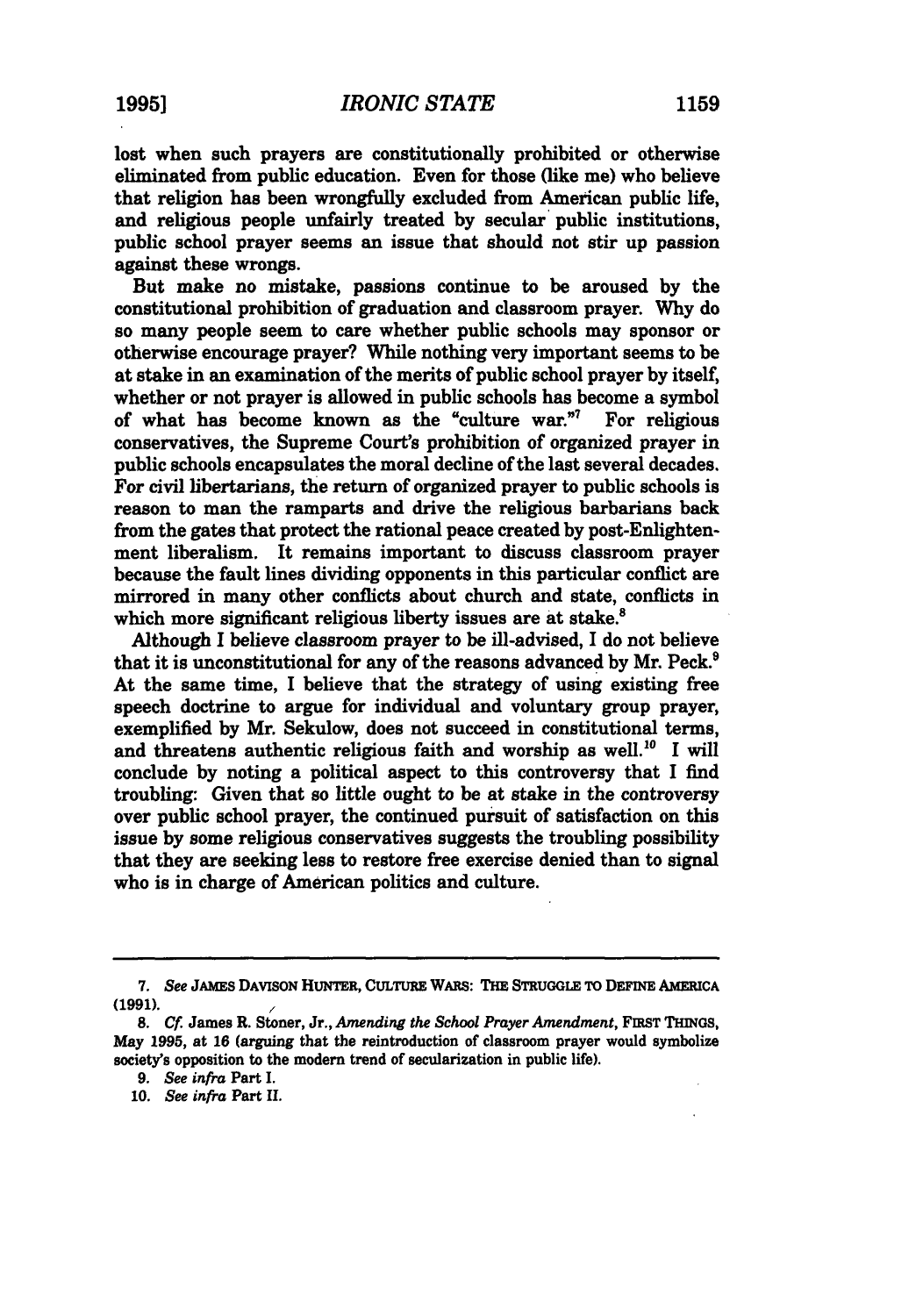lost when such prayers are constitutionally prohibited or otherwise eliminated from public education. Even for those (like me) who believe that religion has been wrongfully excluded from American public life, and religious people unfairly treated by secular public institutions, public school prayer seems an issue that should not stir up passion against these wrongs.

But make no mistake, passions continue to be aroused by the constitutional prohibition of graduation and classroom prayer. Why do so many people seem to care whether public schools may sponsor or otherwise encourage prayer? While nothing very important seems to be at stake in an examination of the merits of public school prayer by itself, whether or not prayer is allowed in public schools has become a symbol of what has become known as the "culture war."[7] For religious conservatives, the Supreme Court's prohibition of organized prayer in public schools encapsulates the moral decline of the last several decades. For civil libertarians, the return of organized prayer to public schools is reason to man the ramparts and drive the religious barbarians back from the gates that protect the rational peace created by post-Enlightenment liberalism. It remains important to discuss classroom prayer because the fault lines dividing opponents in this particular conflict are mirrored in many other conflicts about church and state, conflicts in which more significant religious liberty issues are at stake.[8]

Although I believe classroom prayer to be ill-advised, I do not believe that it is unconstitutional for any of the reasons advanced by Mr. Peck.[9] At the same time, I believe that the strategy of using existing free speech doctrine to argue for individual and voluntary group prayer, exemplified by Mr. Sekulow, does not succeed in constitutional terms, and threatens authentic religious faith and worship as well.[10] I will conclude by noting a political aspect to this controversy that I find troubling: Given that so little ought to be at stake in the controversy over public school prayer, the continued pursuit of satisfaction on this issue by some religious conservatives suggests the troubling possibility that they are seeking less to restore free exercise denied than to signal who is in charge of American politics and culture.

---

7. *See* JAMES DAVISON HUNTER, CULTURE WARS: THE STRUGGLE TO DEFINE AMERICA (1991).

8. *Cf.* James R. Stoner, Jr., *Amending the School Prayer Amendment*, FIRST THINGS, May 1995, at 16 (arguing that the reintroduction of classroom prayer would symbolize society's opposition to the modern trend of secularization in public life).

9. *See infra* Part I.

10. *See infra* Part II.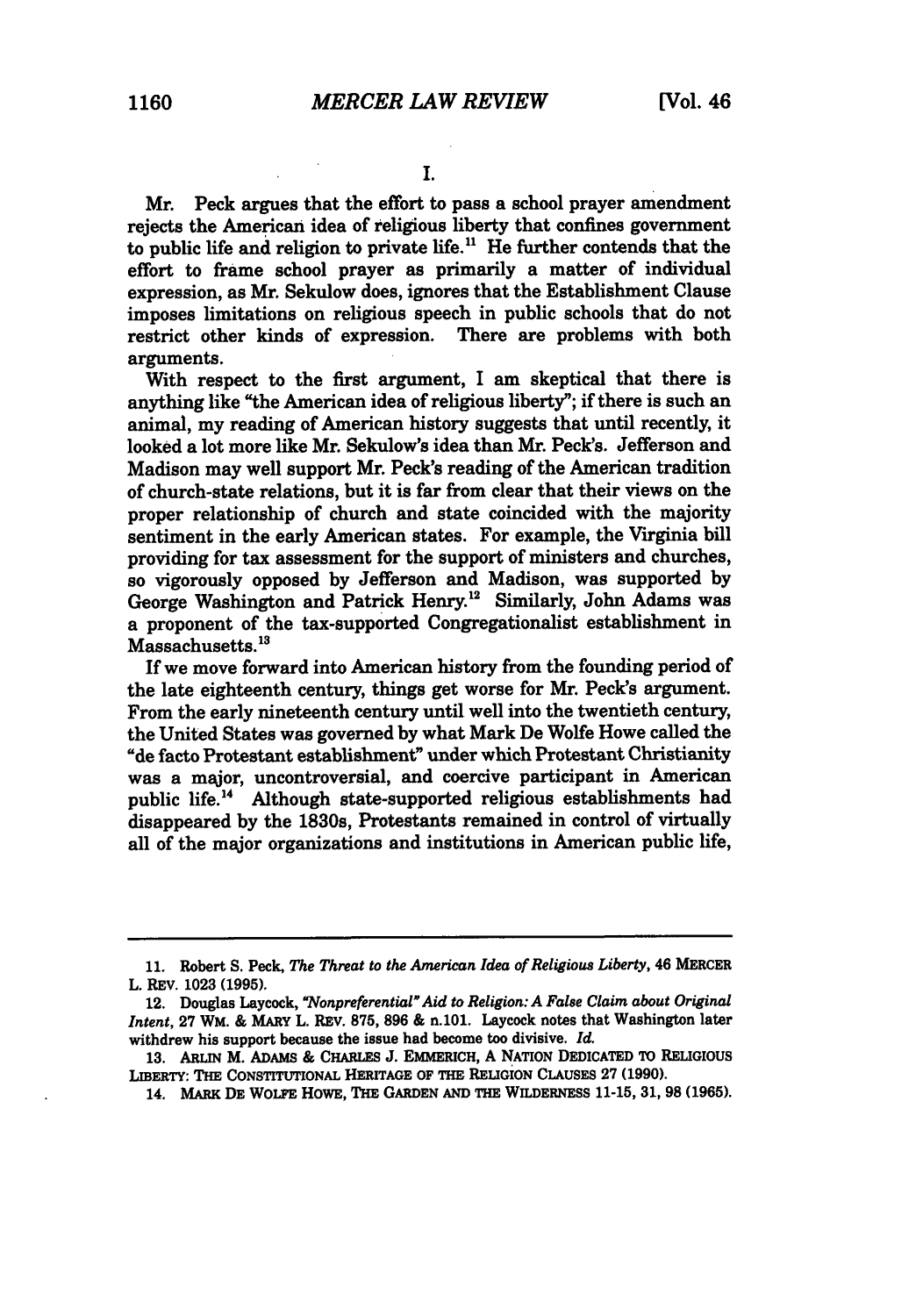I.

Mr. Peck argues that the effort to pass a school prayer amendment rejects the American idea of religious liberty that confines government to public life and religion to private life.[11] He further contends that the effort to frame school prayer as primarily a matter of individual expression, as Mr. Sekulow does, ignores that the Establishment Clause imposes limitations on religious speech in public schools that do not restrict other kinds of expression. There are problems with both arguments.

With respect to the first argument, I am skeptical that there is anything like "the American idea of religious liberty"; if there is such an animal, my reading of American history suggests that until recently, it looked a lot more like Mr. Sekulow's idea than Mr. Peck's. Jefferson and Madison may well support Mr. Peck's reading of the American tradition of church-state relations, but it is far from clear that their views on the proper relationship of church and state coincided with the majority sentiment in the early American states. For example, the Virginia bill providing for tax assessment for the support of ministers and churches, so vigorously opposed by Jefferson and Madison, was supported by George Washington and Patrick Henry.[12] Similarly, John Adams was a proponent of the tax-supported Congregationalist establishment in Massachusetts.[13]

If we move forward into American history from the founding period of the late eighteenth century, things get worse for Mr. Peck's argument. From the early nineteenth century until well into the twentieth century, the United States was governed by what Mark De Wolfe Howe called the "de facto Protestant establishment" under which Protestant Christianity was a major, uncontroversial, and coercive participant in American public life.[14] Although state-supported religious establishments had disappeared by the 1830s, Protestants remained in control of virtually all of the major organizations and institutions in American public life,

---

11. Robert S. Peck, *The Threat to the American Idea of Religious Liberty*, 46 MERCER L. REV. 1023 (1995).

12. Douglas Laycock, *"Nonpreferential" Aid to Religion: A False Claim about Original Intent*, 27 WM. & MARY L. REV. 875, 896 & n.101. Laycock notes that Washington later withdrew his support because the issue had become too divisive. *Id.*

13. ARLIN M. ADAMS & CHARLES J. EMMERICH, A NATION DEDICATED TO RELIGIOUS LIBERTY: THE CONSTITUTIONAL HERITAGE OF THE RELIGION CLAUSES 27 (1990).

14. MARK DE WOLFE HOWE, THE GARDEN AND THE WILDERNESS 11-15, 31, 98 (1965).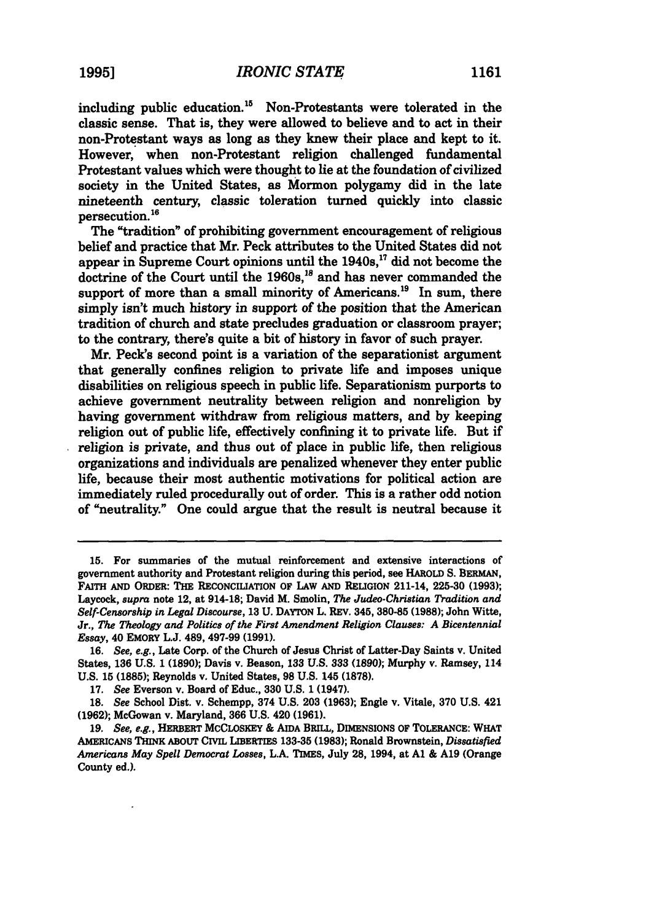including public education.[15] Non-Protestants were tolerated in the classic sense. That is, they were allowed to believe and to act in their non-Protestant ways as long as they knew their place and kept to it. However, when non-Protestant religion challenged fundamental Protestant values which were thought to lie at the foundation of civilized society in the United States, as Mormon polygamy did in the late nineteenth century, classic toleration turned quickly into classic persecution.[16]

The "tradition" of prohibiting government encouragement of religious belief and practice that Mr. Peck attributes to the United States did not appear in Supreme Court opinions until the 1940s,[17] did not become the doctrine of the Court until the 1960s,[18] and has never commanded the support of more than a small minority of Americans.[19] In sum, there simply isn't much history in support of the position that the American tradition of church and state precludes graduation or classroom prayer; to the contrary, there's quite a bit of history in favor of such prayer.

Mr. Peck's second point is a variation of the separationist argument that generally confines religion to private life and imposes unique disabilities on religious speech in public life. Separationism purports to achieve government neutrality between religion and nonreligion by having government withdraw from religious matters, and by keeping religion out of public life, effectively confining it to private life. But if religion is private, and thus out of place in public life, then religious organizations and individuals are penalized whenever they enter public life, because their most authentic motivations for political action are immediately ruled procedurally out of order. This is a rather odd notion of "neutrality." One could argue that the result is neutral because it

---

15. For summaries of the mutual reinforcement and extensive interactions of government authority and Protestant religion during this period, see HAROLD S. BERMAN, FAITH AND ORDER: THE RECONCILIATION OF LAW AND RELIGION 211-14, 225-30 (1993); Laycock, *supra* note 12, at 914-18; David M. Smolin, *The Judeo-Christian Tradition and Self-Censorship in Legal Discourse*, 13 U. DAYTON L. REV. 345, 380-85 (1988); John Witte, Jr., *The Theology and Politics of the First Amendment Religion Clauses: A Bicentennial Essay*, 40 EMORY L.J. 489, 497-99 (1991).

16. *See, e.g.*, Late Corp. of the Church of Jesus Christ of Latter-Day Saints v. United States, 136 U.S. 1 (1890); Davis v. Beason, 133 U.S. 333 (1890); Murphy v. Ramsey, 114 U.S. 15 (1885); Reynolds v. United States, 98 U.S. 145 (1878).

17. *See* Everson v. Board of Educ., 330 U.S. 1 (1947).

18. *See* School Dist. v. Schempp, 374 U.S. 203 (1963); Engle v. Vitale, 370 U.S. 421 (1962); McGowan v. Maryland, 366 U.S. 420 (1961).

19. *See, e.g.*, HERBERT MCCLOSKEY & AIDA BRILL, DIMENSIONS OF TOLERANCE: WHAT AMERICANS THINK ABOUT CIVIL LIBERTIES 133-35 (1983); Ronald Brownstein, *Dissatisfied Americans May Spell Democrat Losses*, L.A. TIMES, July 28, 1994, at A1 & A19 (Orange County ed.).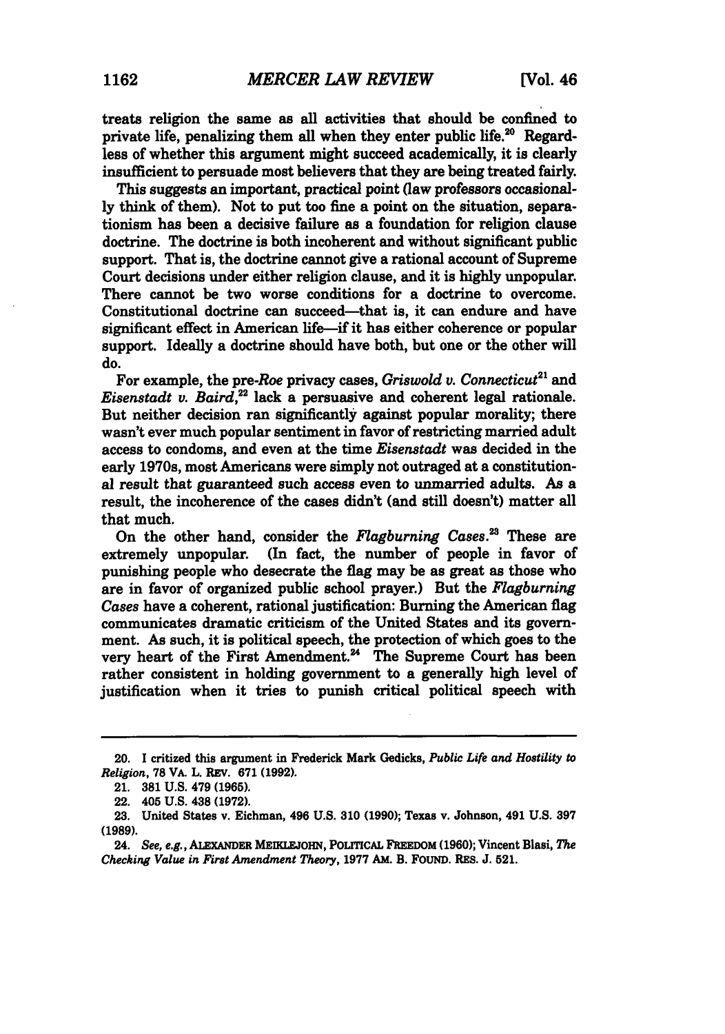treats religion the same as all activities that should be confined to private life, penalizing them all when they enter public life.[20] Regardless of whether this argument might succeed academically, it is clearly insufficient to persuade most believers that they are being treated fairly.

This suggests an important, practical point (law professors occasionally think of them). Not to put too fine a point on the situation, separationism has been a decisive failure as a foundation for religion clause doctrine. The doctrine is both incoherent and without significant public support. That is, the doctrine cannot give a rational account of Supreme Court decisions under either religion clause, and it is highly unpopular. There cannot be two worse conditions for a doctrine to overcome. Constitutional doctrine can succeed—that is, it can endure and have significant effect in American life—if it has either coherence or popular support. Ideally a doctrine should have both, but one or the other will do.

For example, the pre-*Roe* privacy cases, *Griswold v. Connecticut*[21] and *Eisenstadt v. Baird*,[22] lack a persuasive and coherent legal rationale. But neither decision ran significantly against popular morality; there wasn't ever much popular sentiment in favor of restricting married adult access to condoms, and even at the time *Eisenstadt* was decided in the early 1970s, most Americans were simply not outraged at a constitutional result that guaranteed such access even to unmarried adults. As a result, the incoherence of the cases didn't (and still doesn't) matter all that much.

On the other hand, consider the *Flagburning Cases*.[23] These are extremely unpopular. (In fact, the number of people in favor of punishing people who desecrate the flag may be as great as those who are in favor of organized public school prayer.) But the *Flagburning Cases* have a coherent, rational justification: Burning the American flag communicates dramatic criticism of the United States and its government. As such, it is political speech, the protection of which goes to the very heart of the First Amendment.[24] The Supreme Court has been rather consistent in holding government to a generally high level of justification when it tries to punish critical political speech with

---

20. I critized this argument in Frederick Mark Gedicks, *Public Life and Hostility to Religion*, 78 VA. L. REV. 671 (1992).

21. 381 U.S. 479 (1965).

22. 405 U.S. 438 (1972).

23. United States v. Eichman, 496 U.S. 310 (1990); Texas v. Johnson, 491 U.S. 397 (1989).

24. *See, e.g.*, ALEXANDER MEIKLEJOHN, POLITICAL FREEDOM (1960); Vincent Blasi, *The Checking Value in First Amendment Theory*, 1977 AM. B. FOUND. RES. J. 521.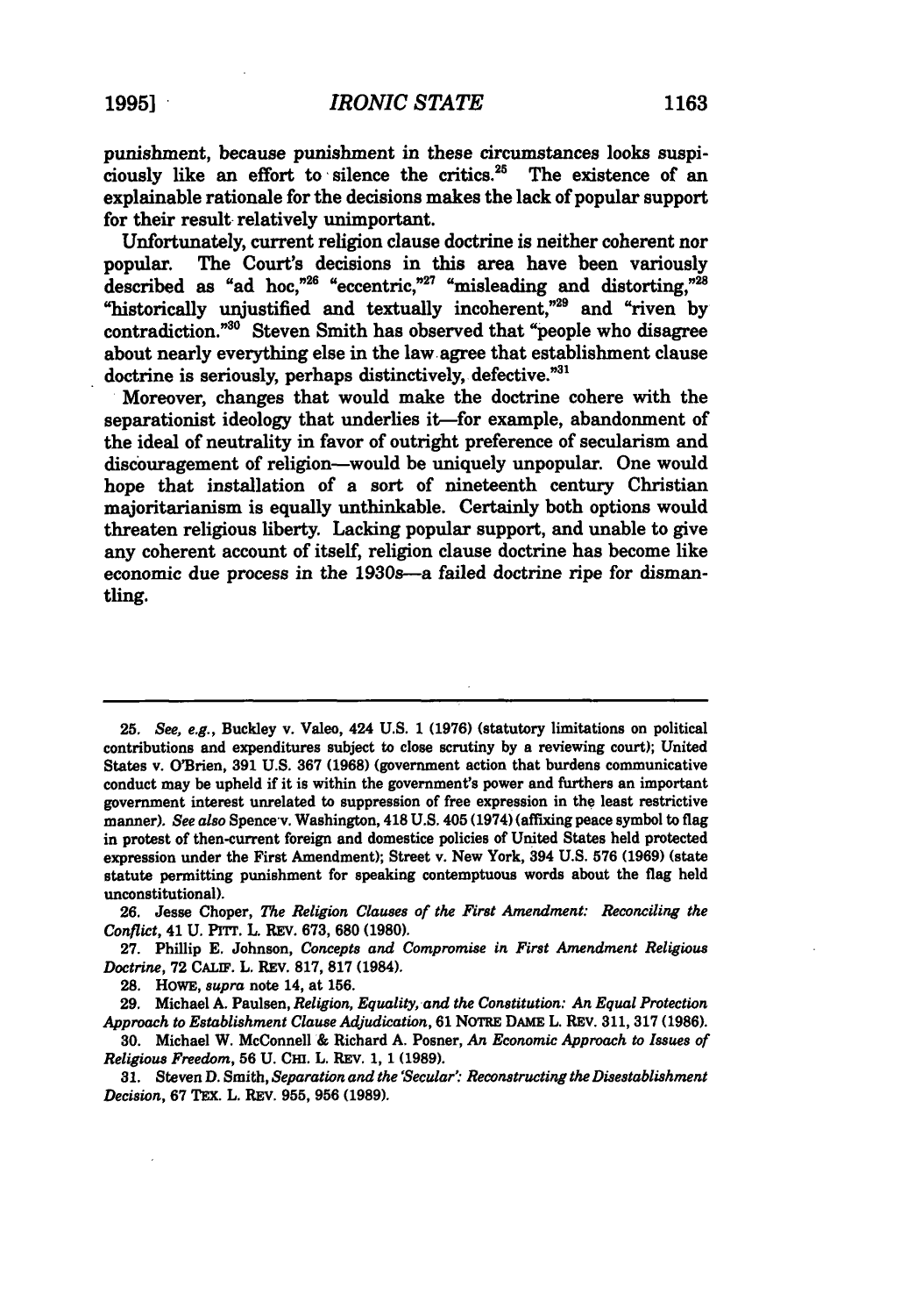punishment, because punishment in these circumstances looks suspiciously like an effort to silence the critics.[25] The existence of an explainable rationale for the decisions makes the lack of popular support for their result relatively unimportant.

Unfortunately, current religion clause doctrine is neither coherent nor popular. The Court's decisions in this area have been variously described as "ad hoc,"[26] "eccentric,"[27] "misleading and distorting,"[28] "historically unjustified and textually incoherent,"[29] and "riven by contradiction."[30] Steven Smith has observed that "people who disagree about nearly everything else in the law agree that establishment clause doctrine is seriously, perhaps distinctively, defective."[31]

Moreover, changes that would make the doctrine cohere with the separationist ideology that underlies it—for example, abandonment of the ideal of neutrality in favor of outright preference of secularism and discouragement of religion—would be uniquely unpopular. One would hope that installation of a sort of nineteenth century Christian majoritarianism is equally unthinkable. Certainly both options would threaten religious liberty. Lacking popular support, and unable to give any coherent account of itself, religion clause doctrine has become like economic due process in the 1930s—a failed doctrine ripe for dismantling.

---

25. *See, e.g.*, Buckley v. Valeo, 424 U.S. 1 (1976) (statutory limitations on political contributions and expenditures subject to close scrutiny by a reviewing court); United States v. O'Brien, 391 U.S. 367 (1968) (government action that burdens communicative conduct may be upheld if it is within the government's power and furthers an important government interest unrelated to suppression of free expression in the least restrictive manner). *See also* Spence v. Washington, 418 U.S. 405 (1974) (affixing peace symbol to flag in protest of then-current foreign and domestice policies of United States held protected expression under the First Amendment); Street v. New York, 394 U.S. 576 (1969) (state statute permitting punishment for speaking contemptuous words about the flag held unconstitutional).

26. Jesse Choper, *The Religion Clauses of the First Amendment: Reconciling the Conflict*, 41 U. PITT. L. REV. 673, 680 (1980).

27. Phillip E. Johnson, *Concepts and Compromise in First Amendment Religious Doctrine*, 72 CALIF. L. REV. 817, 817 (1984).

28. HOWE, *supra* note 14, at 156.

29. Michael A. Paulsen, *Religion, Equality, and the Constitution: An Equal Protection Approach to Establishment Clause Adjudication*, 61 NOTRE DAME L. REV. 311, 317 (1986).

30. Michael W. McConnell & Richard A. Posner, *An Economic Approach to Issues of Religious Freedom*, 56 U. CHI. L. REV. 1, 1 (1989).

31. Steven D. Smith, *Separation and the 'Secular': Reconstructing the Disestablishment Decision*, 67 TEX. L. REV. 955, 956 (1989).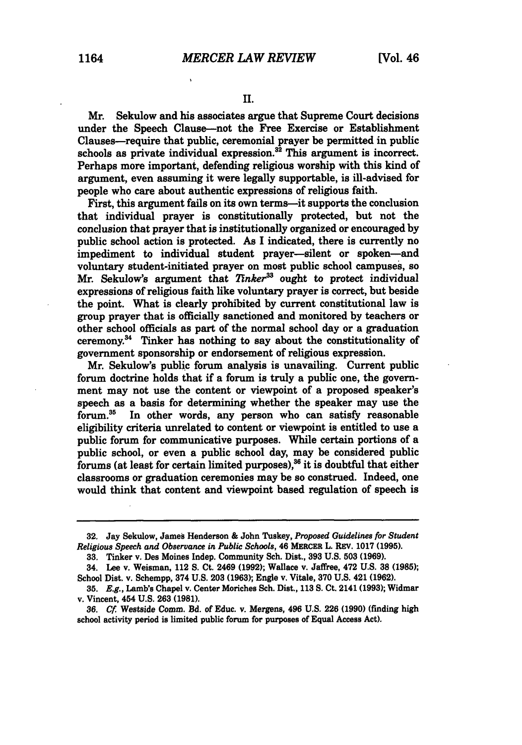## II.

Mr. Sekulow and his associates argue that Supreme Court decisions under the Speech Clause—not the Free Exercise or Establishment Clauses—require that public, ceremonial prayer be permitted in public schools as private individual expression.[32] This argument is incorrect. Perhaps more important, defending religious worship with this kind of argument, even assuming it were legally supportable, is ill-advised for people who care about authentic expressions of religious faith.

First, this argument fails on its own terms—it supports the conclusion that individual prayer is constitutionally protected, but not the conclusion that prayer that is institutionally organized or encouraged by public school action is protected. As I indicated, there is currently no impediment to individual student prayer—silent or spoken—and voluntary student-initiated prayer on most public school campuses, so Mr. Sekulow's argument that *Tinker*[33] ought to protect individual expressions of religious faith like voluntary prayer is correct, but beside the point. What is clearly prohibited by current constitutional law is group prayer that is officially sanctioned and monitored by teachers or other school officials as part of the normal school day or a graduation ceremony.[34] Tinker has nothing to say about the constitutionality of government sponsorship or endorsement of religious expression.

Mr. Sekulow's public forum analysis is unavailing. Current public forum doctrine holds that if a forum is truly a public one, the government may not use the content or viewpoint of a proposed speaker's speech as a basis for determining whether the speaker may use the forum.[35] In other words, any person who can satisfy reasonable eligibility criteria unrelated to content or viewpoint is entitled to use a public forum for communicative purposes. While certain portions of a public school, or even a public school day, may be considered public forums (at least for certain limited purposes),[36] it is doubtful that either classrooms or graduation ceremonies may be so construed. Indeed, one would think that content and viewpoint based regulation of speech is

---

32. Jay Sekulow, James Henderson & John Tuskey, *Proposed Guidelines for Student Religious Speech and Observance in Public Schools*, 46 MERCER L. REV. 1017 (1995).

33. Tinker v. Des Moines Indep. Community Sch. Dist., 393 U.S. 503 (1969).

34. Lee v. Weisman, 112 S. Ct. 2469 (1992); Wallace v. Jaffree, 472 U.S. 38 (1985); School Dist. v. Schempp, 374 U.S. 203 (1963); Engle v. Vitale, 370 U.S. 421 (1962).

35. *E.g.*, Lamb's Chapel v. Center Moriches Sch. Dist., 113 S. Ct. 2141 (1993); Widmar v. Vincent, 454 U.S. 263 (1981).

36. *Cf.* Westside Comm. Bd. of Educ. v. Mergens, 496 U.S. 226 (1990) (finding high school activity period is limited public forum for purposes of Equal Access Act).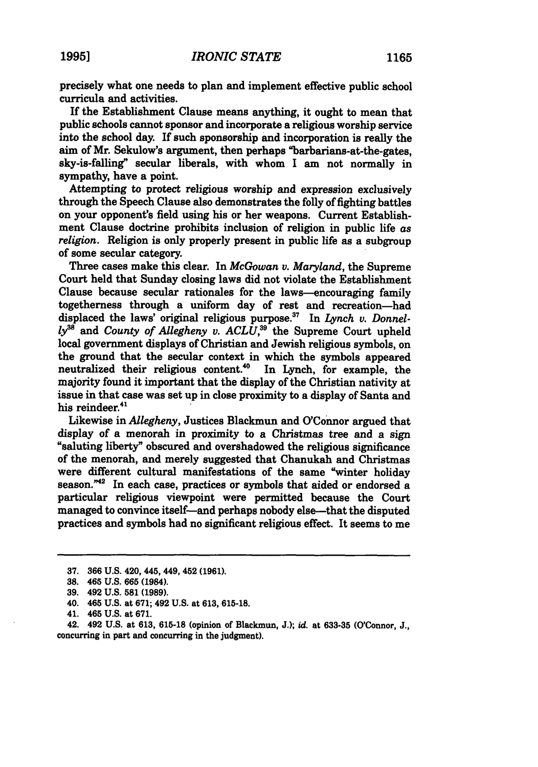precisely what one needs to plan and implement effective public school curricula and activities.

If the Establishment Clause means anything, it ought to mean that public schools cannot sponsor and incorporate a religious worship service into the school day. If such sponsorship and incorporation is really the aim of Mr. Sekulow's argument, then perhaps "barbarians-at-the-gates, sky-is-falling" secular liberals, with whom I am not normally in sympathy, have a point.

Attempting to protect religious worship and expression exclusively through the Speech Clause also demonstrates the folly of fighting battles on your opponent's field using his or her weapons. Current Establishment Clause doctrine prohibits inclusion of religion in public life *as religion*. Religion is only properly present in public life as a subgroup of some secular category.

Three cases make this clear. In *McGowan v. Maryland*, the Supreme Court held that Sunday closing laws did not violate the Establishment Clause because secular rationales for the laws—encouraging family togetherness through a uniform day of rest and recreation—had displaced the laws' original religious purpose.[37] In *Lynch v. Donnelly*[38] and *County of Allegheny v. ACLU*,[39] the Supreme Court upheld local government displays of Christian and Jewish religious symbols, on the ground that the secular context in which the symbols appeared neutralized their religious content.[40] In Lynch, for example, the majority found it important that the display of the Christian nativity at issue in that case was set up in close proximity to a display of Santa and his reindeer.[41]

Likewise in *Allegheny*, Justices Blackmun and O'Connor argued that display of a menorah in proximity to a Christmas tree and a sign "saluting liberty" obscured and overshadowed the religious significance of the menorah, and merely suggested that Chanukah and Christmas were different cultural manifestations of the same "winter holiday season."[42] In each case, practices or symbols that aided or endorsed a particular religious viewpoint were permitted because the Court managed to convince itself—and perhaps nobody else—that the disputed practices and symbols had no significant religious effect. It seems to me

---

37. 366 U.S. 420, 445, 449, 452 (1961).

38. 465 U.S. 665 (1984).

39. 492 U.S. 581 (1989).

40. 465 U.S. at 671; 492 U.S. at 613, 615-18.

41. 465 U.S. at 671.

42. 492 U.S. at 613, 615-18 (opinion of Blackmun, J.); *id.* at 633-35 (O'Connor, J., concurring in part and concurring in the judgment).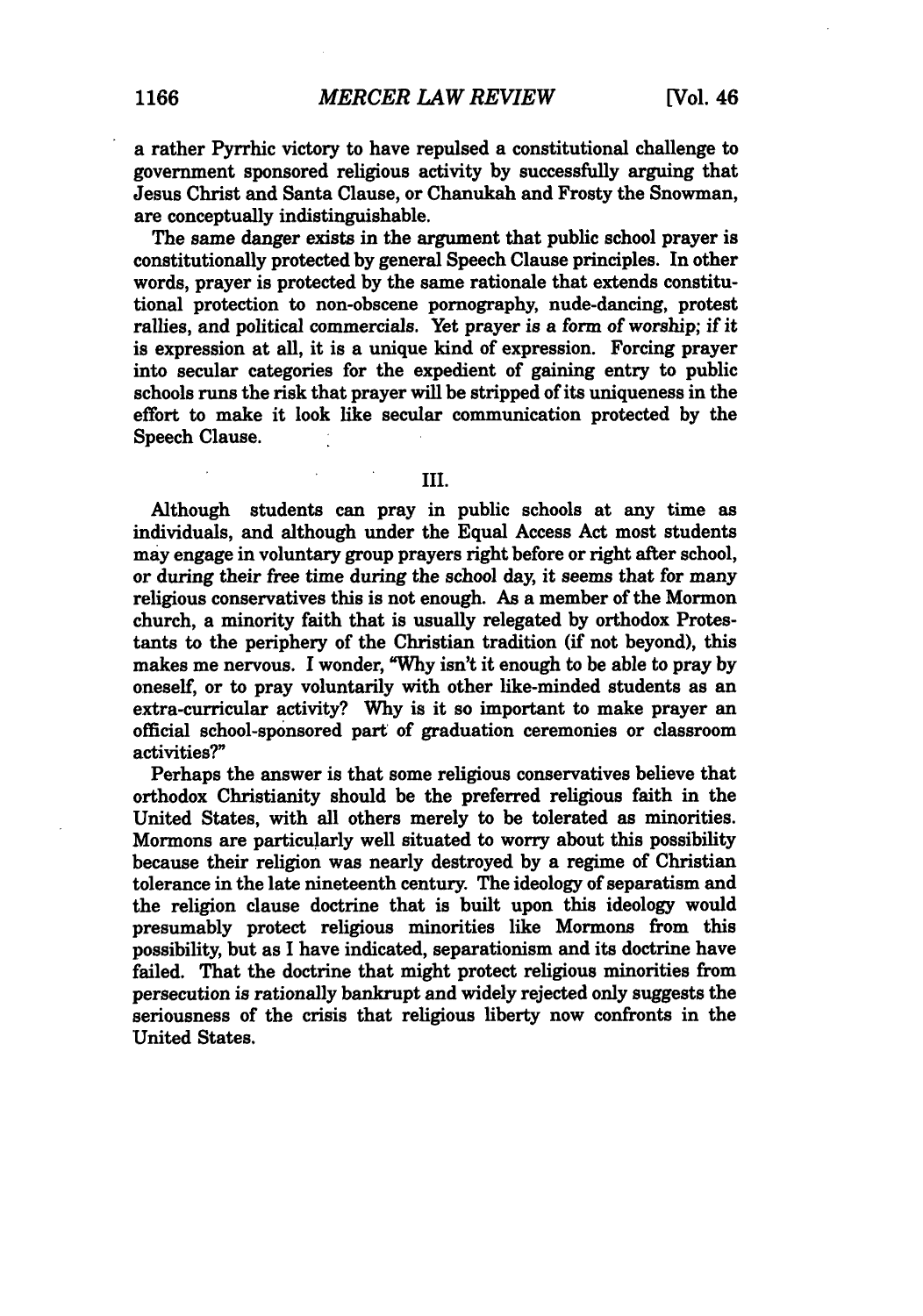a rather Pyrrhic victory to have repulsed a constitutional challenge to government sponsored religious activity by successfully arguing that Jesus Christ and Santa Clause, or Chanukah and Frosty the Snowman, are conceptually indistinguishable.

The same danger exists in the argument that public school prayer is constitutionally protected by general Speech Clause principles. In other words, prayer is protected by the same rationale that extends constitutional protection to non-obscene pornography, nude-dancing, protest rallies, and political commercials. Yet prayer *is a form of worship; if* it is expression at all, it is a unique kind of expression. Forcing prayer into secular categories for the expedient of gaining entry to public schools runs the risk that prayer will be stripped of its uniqueness in the effort to make it look like secular communication protected by the Speech Clause.

III.

Although students can pray in public schools at any time as individuals, and although under the Equal Access Act most students may engage in voluntary group prayers right before or right after school, or during their free time during the school day, it seems that for many religious conservatives this is not enough. As a member of the Mormon church, a minority faith that is usually relegated by orthodox Protestants to the periphery of the Christian tradition (if not beyond), this makes me nervous. I wonder, "Why isn't it enough to be able to pray by oneself, or to pray voluntarily with other like-minded students as an extra-curricular activity? Why is it so important to make prayer an official school-sponsored part of graduation ceremonies or classroom activities?"

Perhaps the answer is that some religious conservatives believe that orthodox Christianity should be the preferred religious faith in the United States, with all others merely to be tolerated as minorities. Mormons are particularly well situated to worry about this possibility because their religion was nearly destroyed by a regime of Christian tolerance in the late nineteenth century. The ideology of separatism and the religion clause doctrine that is built upon this ideology would presumably protect religious minorities like Mormons from this possibility, but as I have indicated, separationism and its doctrine have failed. That the doctrine that might protect religious minorities from persecution is rationally bankrupt and widely rejected only suggests the seriousness of the crisis that religious liberty now confronts in the United States.